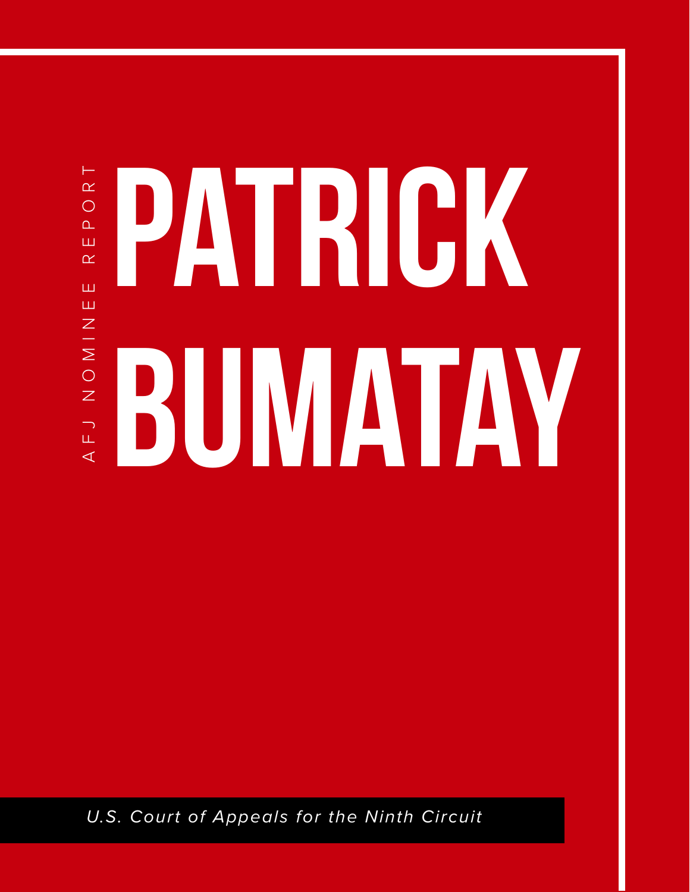AFJ NOMINEE REPORT

# PATRICK BUMATAY

*U.S. Court of Appeals for the Ninth Circuit*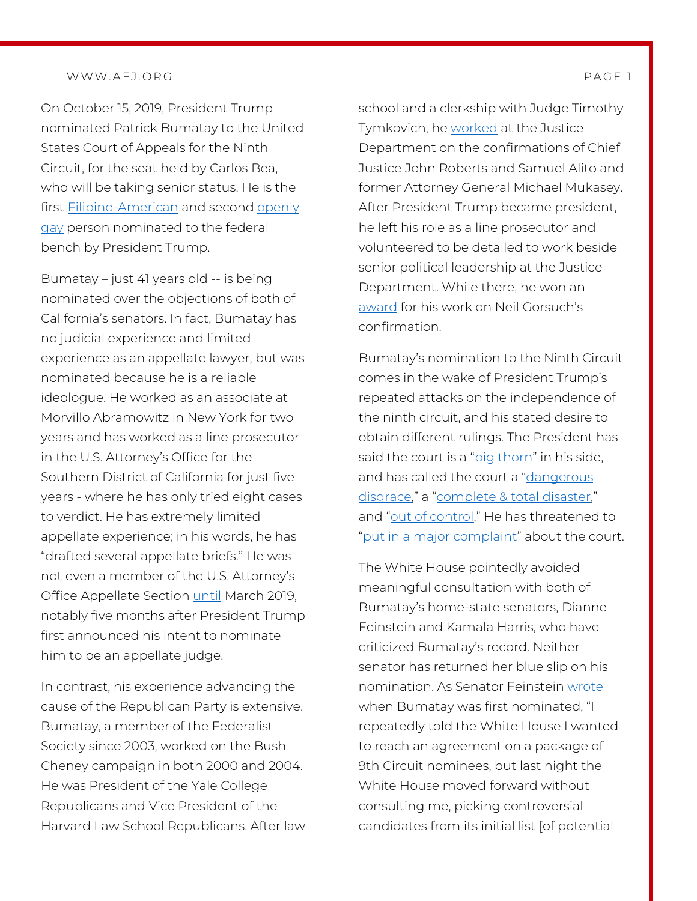On October 15, 2019, President Trump nominated Patrick Bumatay to the United States Court of Appeals for the Ninth Circuit, for the seat held by Carlos Bea, who will be taking senior status. He is the first Filipino-American and second openly gay person nominated to the federal bench by President Trump.

Bumatay – just 41 years old -- is being nominated over the objections of both of California's senators. In fact, Bumatay has no judicial experience and limited experience as an appellate lawyer, but was nominated because he is a reliable ideologue. He worked as an associate at Morvillo Abramowitz in New York for two years and has worked as a line prosecutor in the U.S. Attorney's Office for the Southern District of California for just five years - where he has only tried eight cases to verdict. He has extremely limited appellate experience; in his words, he has "drafted several appellate briefs." He was not even a member of the U.S. Attorney's Office Appellate Section until March 2019, notably five months after President Trump first announced his intent to nominate him to be an appellate judge.

In contrast, his experience advancing the cause of the Republican Party is extensive. Bumatay, a member of the Federalist Society since 2003, worked on the Bush Cheney campaign in both 2000 and 2004. He was President of the Yale College Republicans and Vice President of the Harvard Law School Republicans. After law school and a clerkship with Judge Timothy Tymkovich, he worked at the Justice Department on the confirmations of Chief Justice John Roberts and Samuel Alito and former Attorney General Michael Mukasey. After President Trump became president, he left his role as a line prosecutor and volunteered to be detailed to work beside senior political leadership at the Justice Department. While there, he won an award for his work on Neil Gorsuch's confirmation.

Bumatay's nomination to the Ninth Circuit comes in the wake of President Trump's repeated attacks on the independence of the ninth circuit, and his stated desire to obtain different rulings. The President has said the court is a "big thorn" in his side, and has called the court a "dangerous disgrace," a "complete & total disaster," and "out of control." He has threatened to "put in a major complaint" about the court.

The White House pointedly avoided meaningful consultation with both of Bumatay's home-state senators, Dianne Feinstein and Kamala Harris, who have criticized Bumatay's record. Neither senator has returned her blue slip on his nomination. As Senator Feinstein wrote when Bumatay was first nominated, "I repeatedly told the White House I wanted to reach an agreement on a package of 9th Circuit nominees, but last night the White House moved forward without consulting me, picking controversial candidates from its initial list [of potential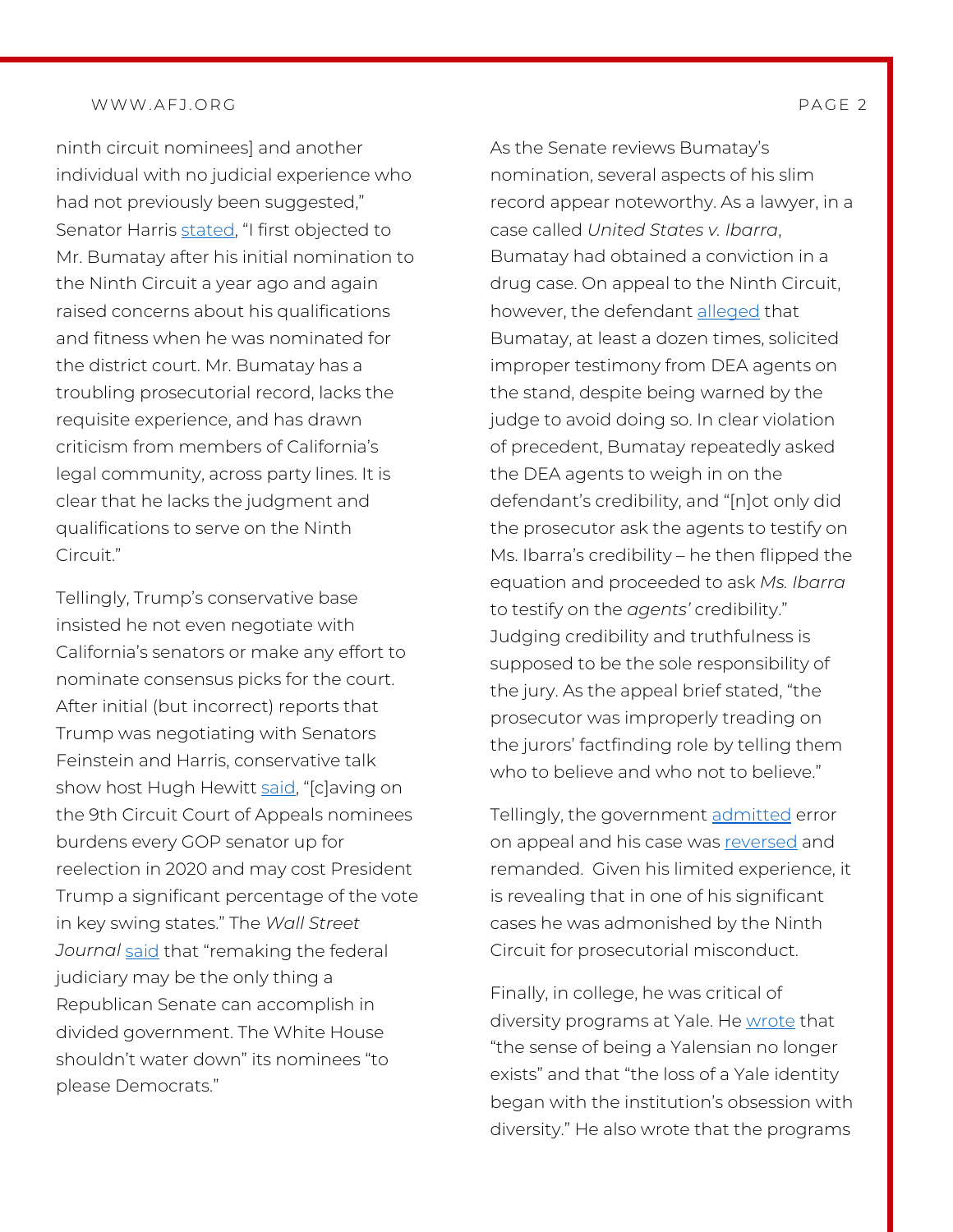ninth circuit nominees] and another individual with no judicial experience who had not previously been suggested," Senator Harris stated, "I first objected to Mr. Bumatay after his initial nomination to the Ninth Circuit a year ago and again raised concerns about his qualifications and fitness when he was nominated for the district court. Mr. Bumatay has a troubling prosecutorial record, lacks the requisite experience, and has drawn criticism from members of California's legal community, across party lines. It is clear that he lacks the judgment and qualifications to serve on the Ninth Circuit."

Tellingly, Trump's conservative base insisted he not even negotiate with California's senators or make any effort to nominate consensus picks for the court. After initial (but incorrect) reports that Trump was negotiating with Senators Feinstein and Harris, conservative talk show host Hugh Hewitt said, "[c]aving on the 9th Circuit Court of Appeals nominees burdens every GOP senator up for reelection in 2020 and may cost President Trump a significant percentage of the vote in key swing states." The *Wall Street Journal* said that "remaking the federal judiciary may be the only thing a Republican Senate can accomplish in divided government. The White House shouldn't water down" its nominees "to please Democrats."

As the Senate reviews Bumatay's nomination, several aspects of his slim record appear noteworthy. As a lawyer, in a case called *United States v. Ibarra*, Bumatay had obtained a conviction in a drug case. On appeal to the Ninth Circuit, however, the defendant alleged that Bumatay, at least a dozen times, solicited improper testimony from DEA agents on the stand, despite being warned by the judge to avoid doing so. In clear violation of precedent, Bumatay repeatedly asked the DEA agents to weigh in on the defendant's credibility, and "[n]ot only did the prosecutor ask the agents to testify on Ms. Ibarra's credibility – he then flipped the equation and proceeded to ask *Ms. Ibarra* to testify on the *agents'* credibility." Judging credibility and truthfulness is supposed to be the sole responsibility of the jury. As the appeal brief stated, "the prosecutor was improperly treading on the jurors' factfinding role by telling them who to believe and who not to believe."

Tellingly, the government admitted error on appeal and his case was reversed and remanded. Given his limited experience, it is revealing that in one of his significant cases he was admonished by the Ninth Circuit for prosecutorial misconduct.

Finally, in college, he was critical of diversity programs at Yale. He wrote that "the sense of being a Yalensian no longer exists" and that "the loss of a Yale identity began with the institution's obsession with diversity." He also wrote that the programs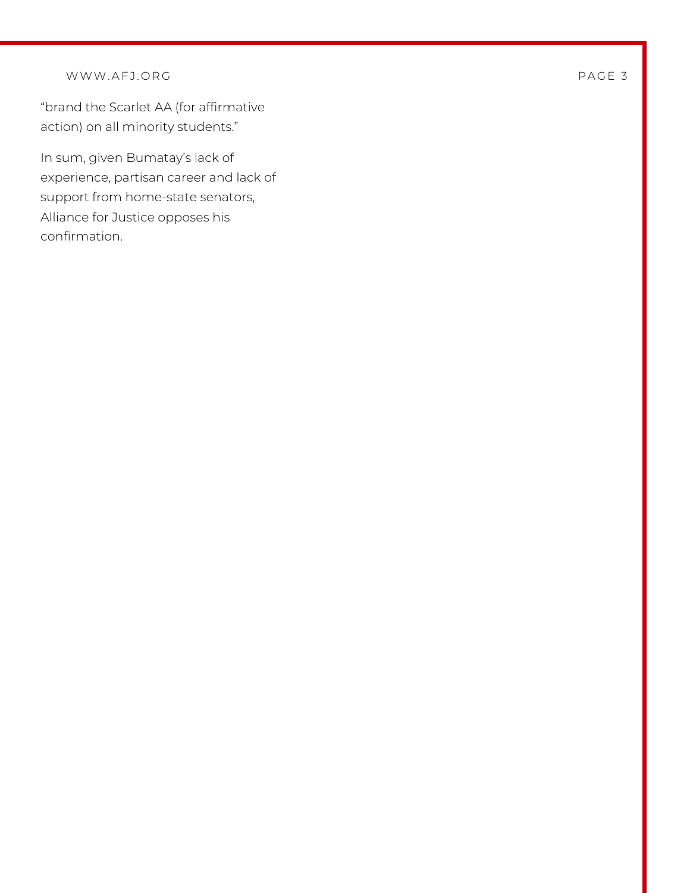"brand the Scarlet AA (for affirmative action) on all minority students."

In sum, given Bumatay's lack of experience, partisan career and lack of support from home-state senators, Alliance for Justice opposes his confirmation.